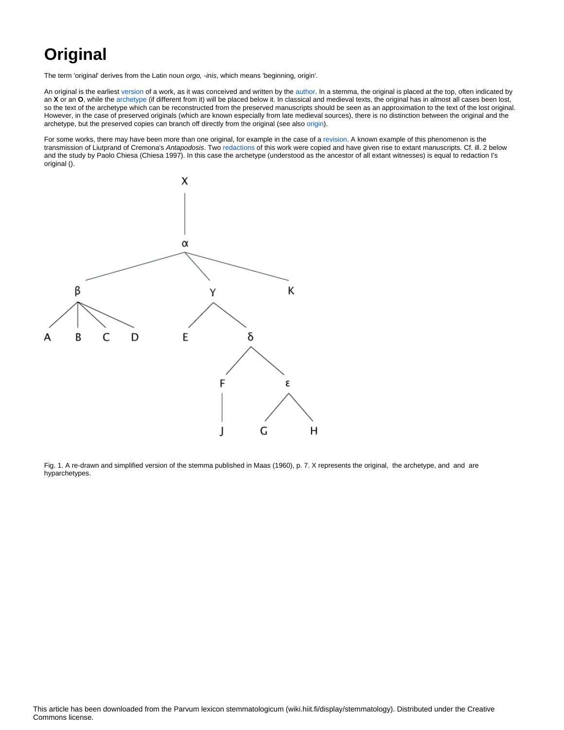# Original

The term 'original' derives from the Latin noun *orgo, -inis*, which means 'beginning, origin'.

An original is the earliest version of a work, as it was conceived and written by the author. In a stemma, the original is placed at the top, often indicated by an **X** or an **O**, while the archetype (if different from it) will be placed below it. In classical and medieval texts, the original has in almost all cases been lost, so the text of the archetype which can be reconstructed from the preserved manuscripts should be seen as an approximation to the text of the lost original. However, in the case of preserved originals (which are known especially from late medieval sources), there is no distinction between the original and the archetype, but the preserved copies can branch off directly from the original (see also origin).

For some works, there may have been more than one original, for example in the case of a revision. A known example of this phenomenon is the transmission of Liutprand of Cremona's *Antapodosis*. Two redactions of this work were copied and have given rise to extant manuscripts. Cf. ill. 2 below and the study by Paolo Chiesa (Chiesa 1997). In this case the archetype (understood as the ancestor of all extant witnesses) is equal to redaction I's original ().

Fig. 1. A re-drawn and simplified version of the stemma published in Maas (1960), p. 7. X represents the original,  the archetype, and  and  are hyparchetypes.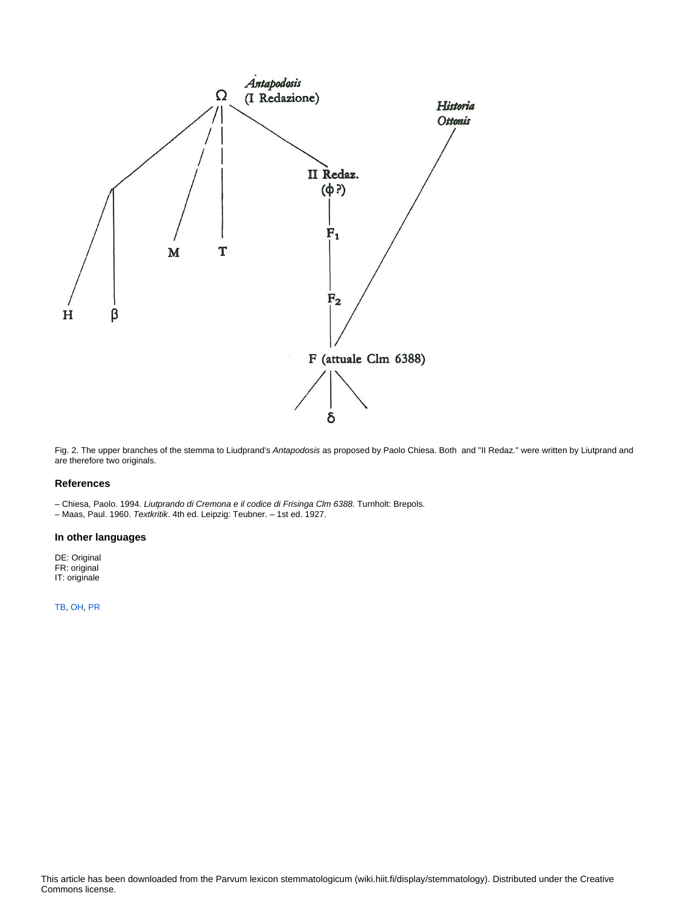Antapodosis
Ω (I Redazione)

Historia Ottonis

II Redaz. (ϕ?)

$F_1$

$F_2$

M T

H β

F (attuale Clm 6388)

δ

Fig. 2. The upper branches of the stemma to Liudprand's *Antapodosis* as proposed by Paolo Chiesa. Both  and "II Redaz." were written by Liutprand and are therefore two originals.

### References

– Chiesa, Paolo. 1994. *Liutprando di Cremona e il codice di Frisinga Clm 6388.* Turnholt: Brepols.
– Maas, Paul. 1960. *Textkritik*. 4th ed. Leipzig: Teubner. – 1st ed. 1927.

### In other languages

DE: Original
FR: original
IT: originale

TB, OH, PR

This article has been downloaded from the Parvum lexicon stemmatologicum (wiki.hiit.fi/display/stemmatology). Distributed under the Creative Commons license.